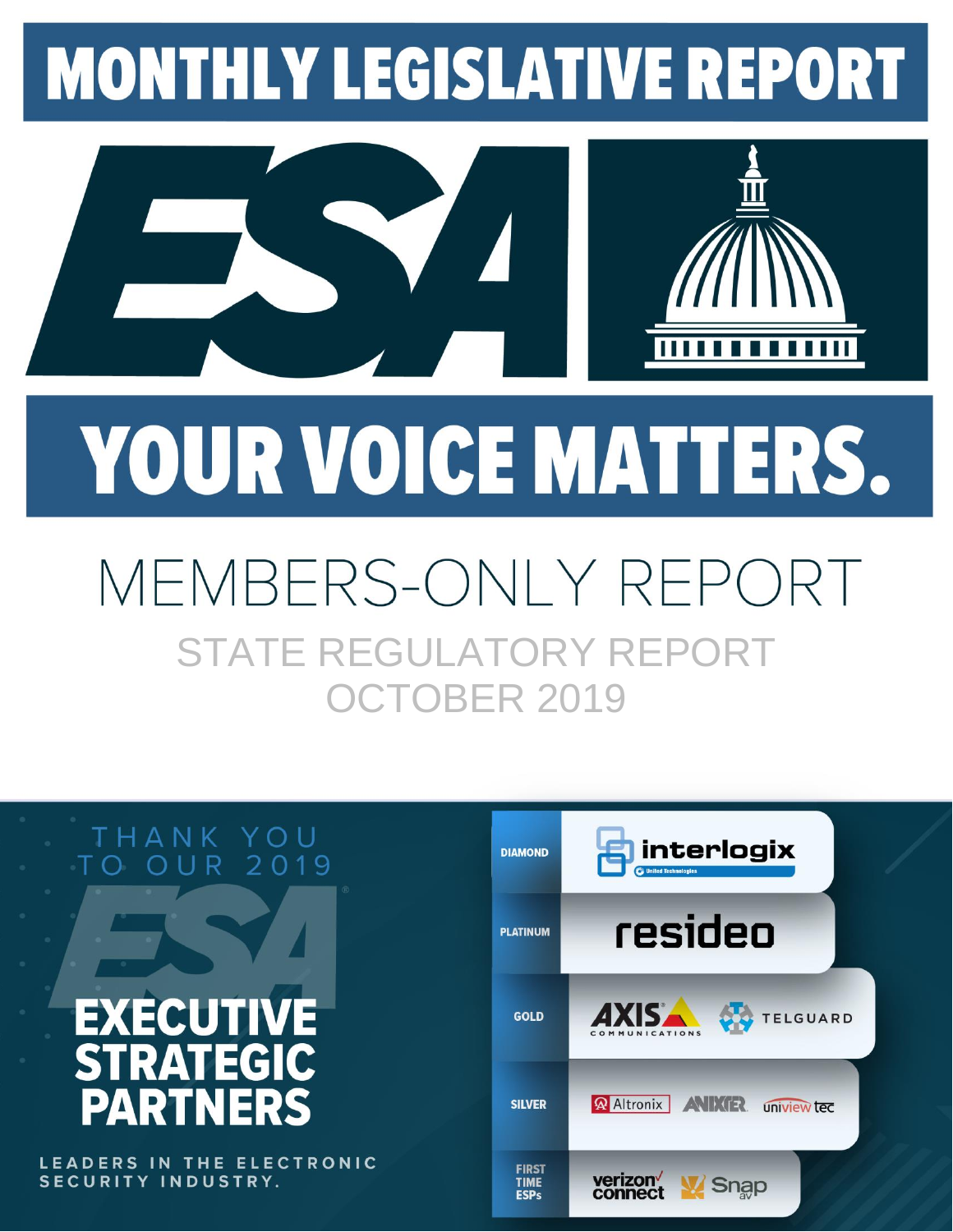# MONTHLY LEGISLATIVE REPORT

# ESA

# YOUR VOICE MATTERS.

## MEMBERS-ONLY REPORT

### STATE REGULATORY REPORT
### OCTOBER 2019

THANK YOU TO OUR 2019

ESA

**EXECUTIVE STRATEGIC PARTNERS**

LEADERS IN THE ELECTRONIC SECURITY INDUSTRY.

| Tier | Partners |
| --- | --- |
| DIAMOND | interlogix (United Technologies) |
| PLATINUM | resideo |
| GOLD | AXIS Communications, TELGUARD |
| SILVER | Altronix, ANIXTER, uniview tec |
| FIRST TIME ESPs | verizon connect, Snap av |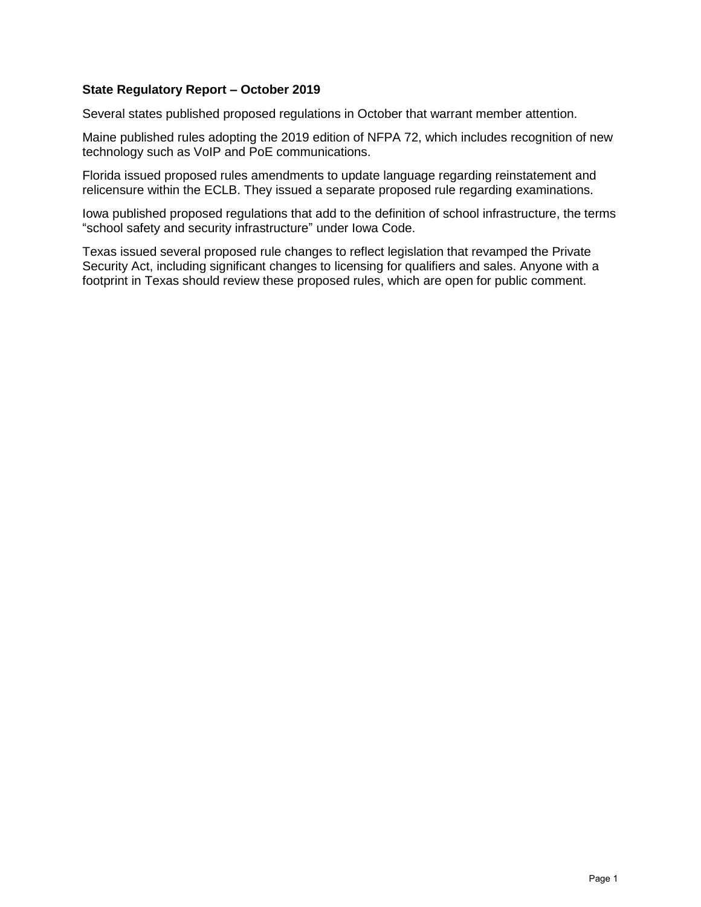**State Regulatory Report – October 2019**

Several states published proposed regulations in October that warrant member attention.

Maine published rules adopting the 2019 edition of NFPA 72, which includes recognition of new technology such as VoIP and PoE communications.

Florida issued proposed rules amendments to update language regarding reinstatement and relicensure within the ECLB. They issued a separate proposed rule regarding examinations.

Iowa published proposed regulations that add to the definition of school infrastructure, the terms "school safety and security infrastructure" under Iowa Code.

Texas issued several proposed rule changes to reflect legislation that revamped the Private Security Act, including significant changes to licensing for qualifiers and sales. Anyone with a footprint in Texas should review these proposed rules, which are open for public comment.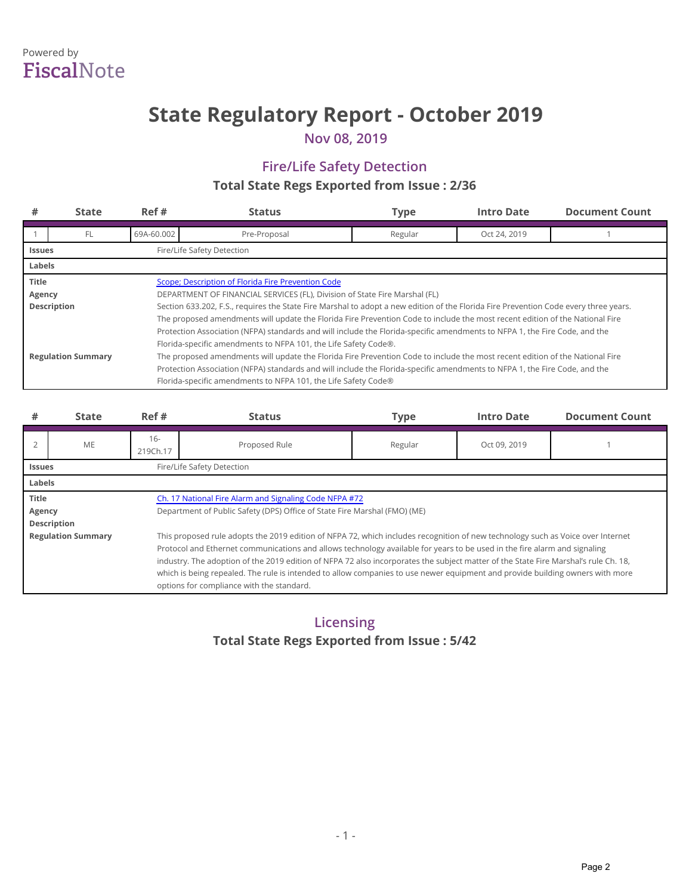Powered by
FiscalNote

# State Regulatory Report - October 2019

### Nov 08, 2019

## Fire/Life Safety Detection

### Total State Regs Exported from Issue : 2/36

| # | State | Ref # | Status | Type | Intro Date | Document Count |
|---|---|---|---|---|---|---|
| 1 | FL | 69A-60.002 | Pre-Proposal | Regular | Oct 24, 2019 | 1 |
| **Issues** | Fire/Life Safety Detection | | | | | |
| **Labels** | | | | | | |
| **Title** | Scope; Description of Florida Fire Prevention Code | | | | | |
| **Agency** | DEPARTMENT OF FINANCIAL SERVICES (FL), Division of State Fire Marshal (FL) | | | | | |
| **Description** | Section 633.202, F.S., requires the State Fire Marshal to adopt a new edition of the Florida Fire Prevention Code every three years. The proposed amendments will update the Florida Fire Prevention Code to include the most recent edition of the National Fire Protection Association (NFPA) standards and will include the Florida-specific amendments to NFPA 1, the Fire Code, and the Florida-specific amendments to NFPA 101, the Life Safety Code®. | | | | | |
| **Regulation Summary** | The proposed amendments will update the Florida Fire Prevention Code to include the most recent edition of the National Fire Protection Association (NFPA) standards and will include the Florida-specific amendments to NFPA 1, the Fire Code, and the Florida-specific amendments to NFPA 101, the Life Safety Code® | | | | | |

| # | State | Ref # | Status | Type | Intro Date | Document Count |
|---|---|---|---|---|---|---|
| 2 | ME | 16-219Ch.17 | Proposed Rule | Regular | Oct 09, 2019 | 1 |
| **Issues** | Fire/Life Safety Detection | | | | | |
| **Labels** | | | | | | |
| **Title** | Ch. 17 National Fire Alarm and Signaling Code NFPA #72 | | | | | |
| **Agency** | Department of Public Safety (DPS) Office of State Fire Marshal (FMO) (ME) | | | | | |
| **Description** | | | | | | |
| **Regulation Summary** | This proposed rule adopts the 2019 edition of NFPA 72, which includes recognition of new technology such as Voice over Internet Protocol and Ethernet communications and allows technology available for years to be used in the fire alarm and signaling industry. The adoption of the 2019 edition of NFPA 72 also incorporates the subject matter of the State Fire Marshal's rule Ch. 18, which is being repealed. The rule is intended to allow companies to use newer equipment and provide building owners with more options for compliance with the standard. | | | | | |

## Licensing

### Total State Regs Exported from Issue : 5/42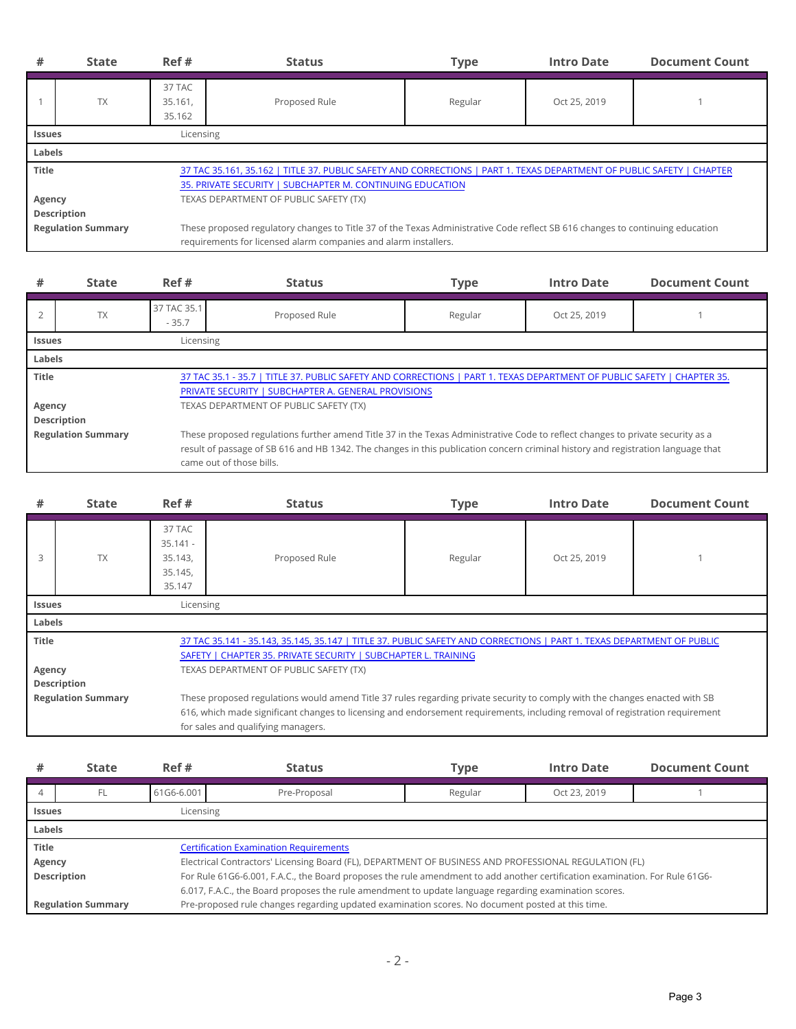| # | State | Ref # | Status | Type | Intro Date | Document Count |
|---|---|---|---|---|---|---|
| 1 | TX | 37 TAC 35.161, 35.162 | Proposed Rule | Regular | Oct 25, 2019 | 1 |

| | |
|---|---|
| **Issues** | Licensing |
| **Labels** | |
| **Title** | [37 TAC 35.161, 35.162 \| TITLE 37. PUBLIC SAFETY AND CORRECTIONS \| PART 1. TEXAS DEPARTMENT OF PUBLIC SAFETY \| CHAPTER 35. PRIVATE SECURITY \| SUBCHAPTER M. CONTINUING EDUCATION]() |
| **Agency** | TEXAS DEPARTMENT OF PUBLIC SAFETY (TX) |
| **Description** | |
| **Regulation Summary** | These proposed regulatory changes to Title 37 of the Texas Administrative Code reflect SB 616 changes to continuing education requirements for licensed alarm companies and alarm installers. |

| # | State | Ref # | Status | Type | Intro Date | Document Count |
|---|---|---|---|---|---|---|
| 2 | TX | 37 TAC 35.1 - 35.7 | Proposed Rule | Regular | Oct 25, 2019 | 1 |

| | |
|---|---|
| **Issues** | Licensing |
| **Labels** | |
| **Title** | [37 TAC 35.1 - 35.7 \| TITLE 37. PUBLIC SAFETY AND CORRECTIONS \| PART 1. TEXAS DEPARTMENT OF PUBLIC SAFETY \| CHAPTER 35. PRIVATE SECURITY \| SUBCHAPTER A. GENERAL PROVISIONS]() |
| **Agency** | TEXAS DEPARTMENT OF PUBLIC SAFETY (TX) |
| **Description** | |
| **Regulation Summary** | These proposed regulations further amend Title 37 in the Texas Administrative Code to reflect changes to private security as a result of passage of SB 616 and HB 1342. The changes in this publication concern criminal history and registration language that came out of those bills. |

| # | State | Ref # | Status | Type | Intro Date | Document Count |
|---|---|---|---|---|---|---|
| 3 | TX | 37 TAC 35.141 - 35.143, 35.145, 35.147 | Proposed Rule | Regular | Oct 25, 2019 | 1 |

| | |
|---|---|
| **Issues** | Licensing |
| **Labels** | |
| **Title** | [37 TAC 35.141 - 35.143, 35.145, 35.147 \| TITLE 37. PUBLIC SAFETY AND CORRECTIONS \| PART 1. TEXAS DEPARTMENT OF PUBLIC SAFETY \| CHAPTER 35. PRIVATE SECURITY \| SUBCHAPTER L. TRAINING]() |
| **Agency** | TEXAS DEPARTMENT OF PUBLIC SAFETY (TX) |
| **Description** | |
| **Regulation Summary** | These proposed regulations would amend Title 37 rules regarding private security to comply with the changes enacted with SB 616, which made significant changes to licensing and endorsement requirements, including removal of registration requirement for sales and qualifying managers. |

| # | State | Ref # | Status | Type | Intro Date | Document Count |
|---|---|---|---|---|---|---|
| 4 | FL | 61G6-6.001 | Pre-Proposal | Regular | Oct 23, 2019 | 1 |

| | |
|---|---|
| **Issues** | Licensing |
| **Labels** | |
| **Title** | [Certification Examination Requirements]() |
| **Agency** | Electrical Contractors' Licensing Board (FL), DEPARTMENT OF BUSINESS AND PROFESSIONAL REGULATION (FL) |
| **Description** | For Rule 61G6-6.001, F.A.C., the Board proposes the rule amendment to add another certification examination. For Rule 61G6-6.017, F.A.C., the Board proposes the rule amendment to update language regarding examination scores. |
| **Regulation Summary** | Pre-proposed rule changes regarding updated examination scores. No document posted at this time. |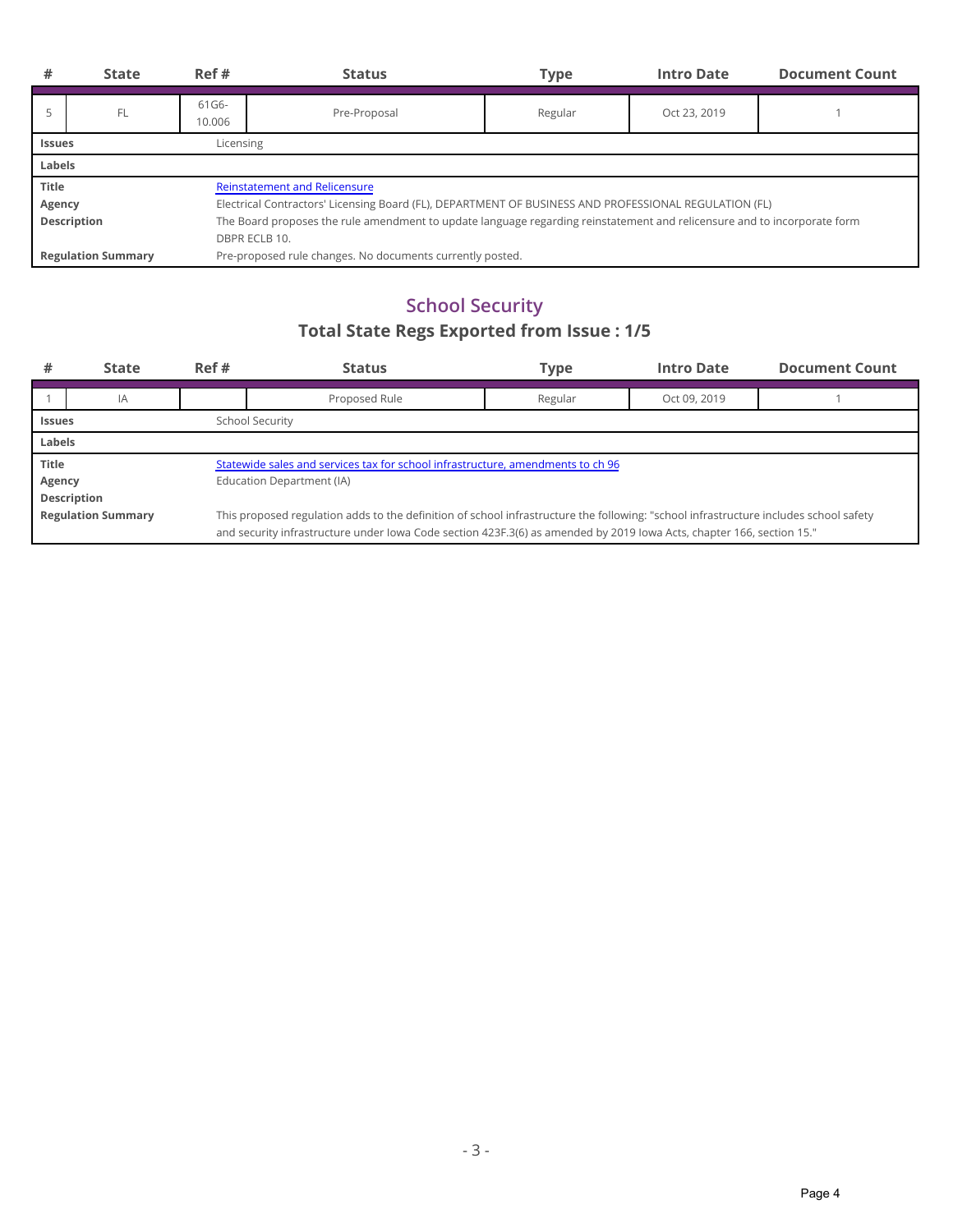| # | State | Ref # | Status | Type | Intro Date | Document Count |
|---|---|---|---|---|---|---|
| 5 | FL | 61G6-10.006 | Pre-Proposal | Regular | Oct 23, 2019 | 1 |

**Issues** Licensing

**Labels**

**Title** Reinstatement and Relicensure

**Agency** Electrical Contractors' Licensing Board (FL), DEPARTMENT OF BUSINESS AND PROFESSIONAL REGULATION (FL)

**Description** The Board proposes the rule amendment to update language regarding reinstatement and relicensure and to incorporate form DBPR ECLB 10.

**Regulation Summary** Pre-proposed rule changes. No documents currently posted.

## School Security

### Total State Regs Exported from Issue : 1/5

| # | State | Ref # | Status | Type | Intro Date | Document Count |
|---|---|---|---|---|---|---|
| 1 | IA | | Proposed Rule | Regular | Oct 09, 2019 | 1 |

**Issues** School Security

**Labels**

**Title** Statewide sales and services tax for school infrastructure, amendments to ch 96

**Agency** Education Department (IA)

**Description**

**Regulation Summary** This proposed regulation adds to the definition of school infrastructure the following: "school infrastructure includes school safety and security infrastructure under Iowa Code section 423F.3(6) as amended by 2019 Iowa Acts, chapter 166, section 15."